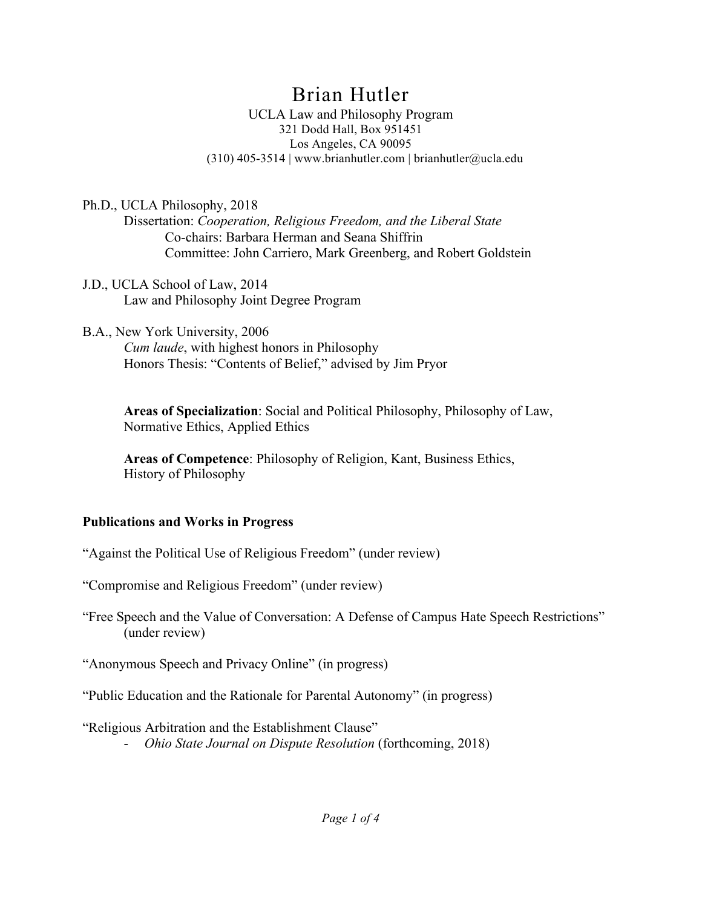# Brian Hutler

UCLA Law and Philosophy Program
321 Dodd Hall, Box 951451
Los Angeles, CA 90095
(310) 405-3514 | www.brianhutler.com | brianhutler@ucla.edu

Ph.D., UCLA Philosophy, 2018
Dissertation: *Cooperation, Religious Freedom, and the Liberal State*
Co-chairs: Barbara Herman and Seana Shiffrin
Committee: John Carriero, Mark Greenberg, and Robert Goldstein

J.D., UCLA School of Law, 2014
Law and Philosophy Joint Degree Program

B.A., New York University, 2006
*Cum laude*, with highest honors in Philosophy
Honors Thesis: "Contents of Belief," advised by Jim Pryor

**Areas of Specialization**: Social and Political Philosophy, Philosophy of Law, Normative Ethics, Applied Ethics

**Areas of Competence**: Philosophy of Religion, Kant, Business Ethics, History of Philosophy

## Publications and Works in Progress

"Against the Political Use of Religious Freedom" (under review)

"Compromise and Religious Freedom" (under review)

"Free Speech and the Value of Conversation: A Defense of Campus Hate Speech Restrictions" (under review)

"Anonymous Speech and Privacy Online" (in progress)

"Public Education and the Rationale for Parental Autonomy" (in progress)

"Religious Arbitration and the Establishment Clause"
- *Ohio State Journal on Dispute Resolution* (forthcoming, 2018)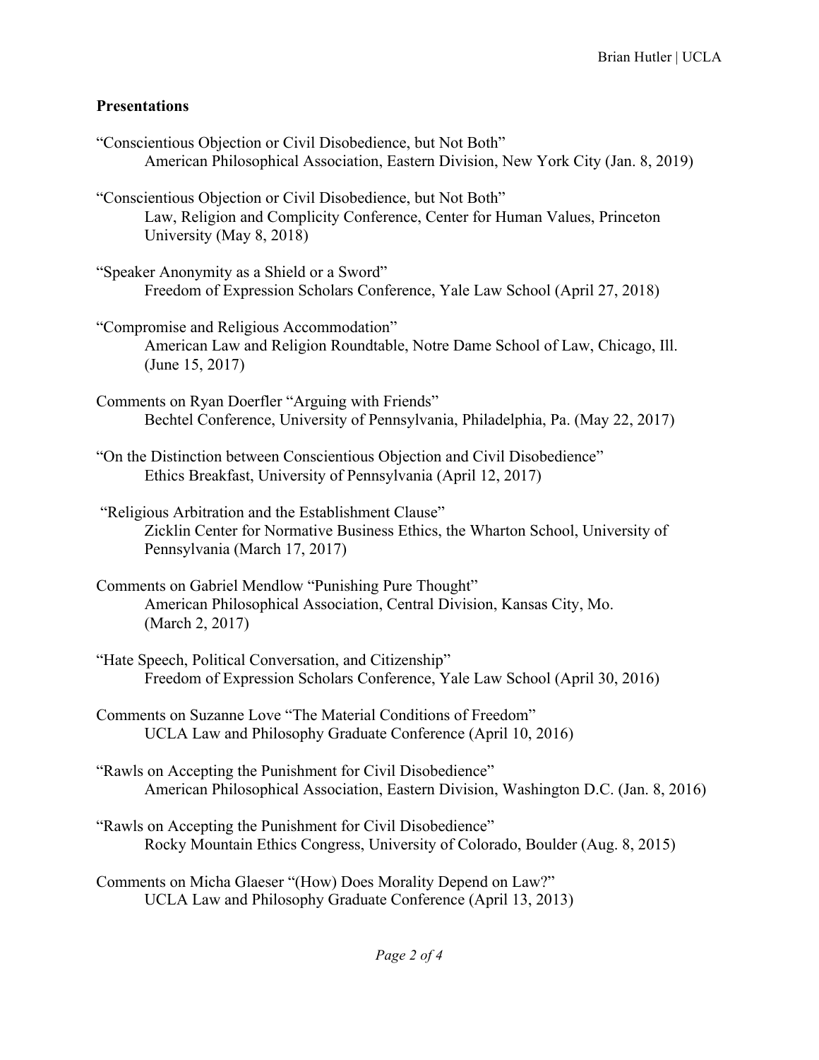## Presentations

"Conscientious Objection or Civil Disobedience, but Not Both"
American Philosophical Association, Eastern Division, New York City (Jan. 8, 2019)

"Conscientious Objection or Civil Disobedience, but Not Both"
Law, Religion and Complicity Conference, Center for Human Values, Princeton University (May 8, 2018)

"Speaker Anonymity as a Shield or a Sword"
Freedom of Expression Scholars Conference, Yale Law School (April 27, 2018)

"Compromise and Religious Accommodation"
American Law and Religion Roundtable, Notre Dame School of Law, Chicago, Ill. (June 15, 2017)

Comments on Ryan Doerfler "Arguing with Friends"
Bechtel Conference, University of Pennsylvania, Philadelphia, Pa. (May 22, 2017)

"On the Distinction between Conscientious Objection and Civil Disobedience"
Ethics Breakfast, University of Pennsylvania (April 12, 2017)

"Religious Arbitration and the Establishment Clause"
Zicklin Center for Normative Business Ethics, the Wharton School, University of Pennsylvania (March 17, 2017)

Comments on Gabriel Mendlow "Punishing Pure Thought"
American Philosophical Association, Central Division, Kansas City, Mo. (March 2, 2017)

"Hate Speech, Political Conversation, and Citizenship"
Freedom of Expression Scholars Conference, Yale Law School (April 30, 2016)

Comments on Suzanne Love "The Material Conditions of Freedom"
UCLA Law and Philosophy Graduate Conference (April 10, 2016)

"Rawls on Accepting the Punishment for Civil Disobedience"
American Philosophical Association, Eastern Division, Washington D.C. (Jan. 8, 2016)

"Rawls on Accepting the Punishment for Civil Disobedience"
Rocky Mountain Ethics Congress, University of Colorado, Boulder (Aug. 8, 2015)

Comments on Micha Glaeser "(How) Does Morality Depend on Law?"
UCLA Law and Philosophy Graduate Conference (April 13, 2013)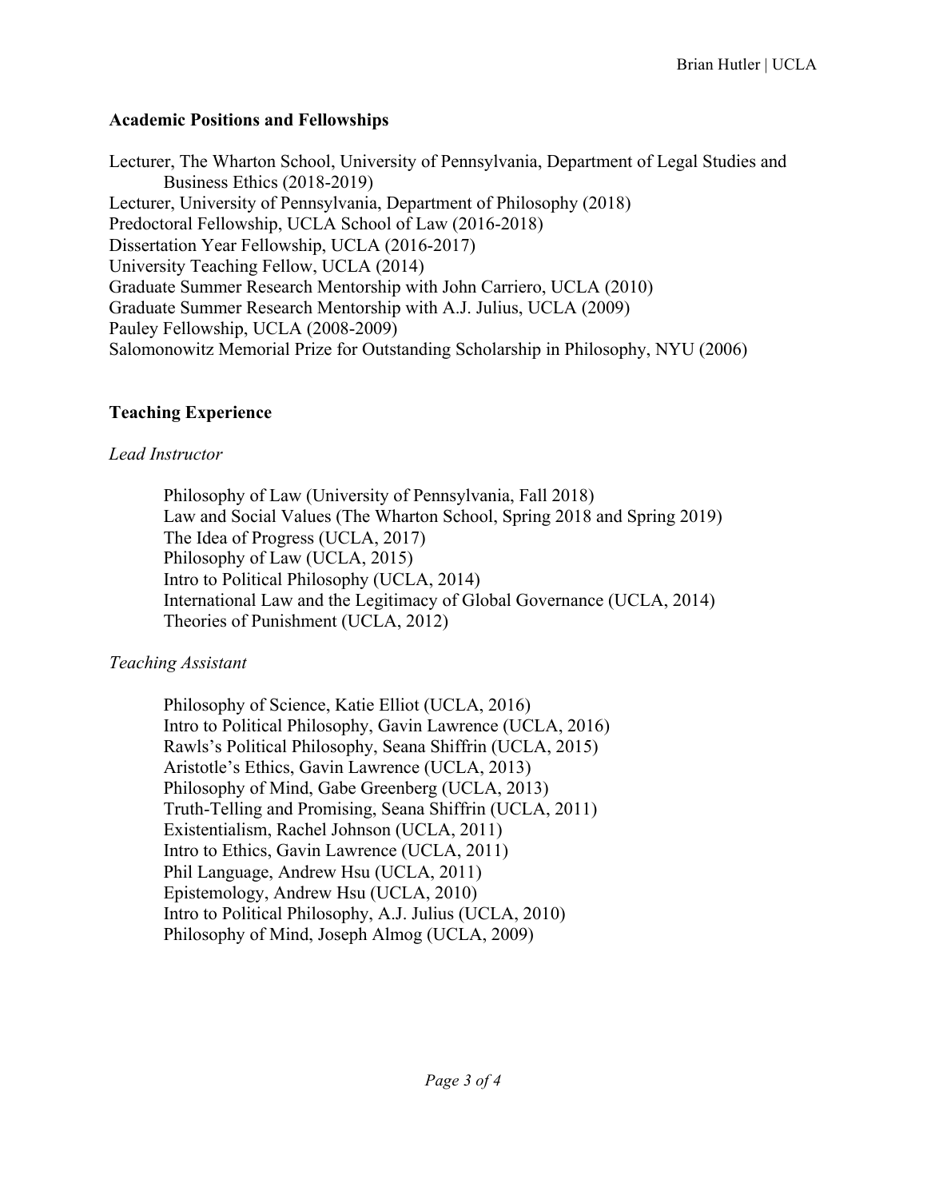## Academic Positions and Fellowships

Lecturer, The Wharton School, University of Pennsylvania, Department of Legal Studies and Business Ethics (2018-2019)
Lecturer, University of Pennsylvania, Department of Philosophy (2018)
Predoctoral Fellowship, UCLA School of Law (2016-2018)
Dissertation Year Fellowship, UCLA (2016-2017)
University Teaching Fellow, UCLA (2014)
Graduate Summer Research Mentorship with John Carriero, UCLA (2010)
Graduate Summer Research Mentorship with A.J. Julius, UCLA (2009)
Pauley Fellowship, UCLA (2008-2009)
Salomonowitz Memorial Prize for Outstanding Scholarship in Philosophy, NYU (2006)

## Teaching Experience

*Lead Instructor*

Philosophy of Law (University of Pennsylvania, Fall 2018)
Law and Social Values (The Wharton School, Spring 2018 and Spring 2019)
The Idea of Progress (UCLA, 2017)
Philosophy of Law (UCLA, 2015)
Intro to Political Philosophy (UCLA, 2014)
International Law and the Legitimacy of Global Governance (UCLA, 2014)
Theories of Punishment (UCLA, 2012)

*Teaching Assistant*

Philosophy of Science, Katie Elliot (UCLA, 2016)
Intro to Political Philosophy, Gavin Lawrence (UCLA, 2016)
Rawls's Political Philosophy, Seana Shiffrin (UCLA, 2015)
Aristotle's Ethics, Gavin Lawrence (UCLA, 2013)
Philosophy of Mind, Gabe Greenberg (UCLA, 2013)
Truth-Telling and Promising, Seana Shiffrin (UCLA, 2011)
Existentialism, Rachel Johnson (UCLA, 2011)
Intro to Ethics, Gavin Lawrence (UCLA, 2011)
Phil Language, Andrew Hsu (UCLA, 2011)
Epistemology, Andrew Hsu (UCLA, 2010)
Intro to Political Philosophy, A.J. Julius (UCLA, 2010)
Philosophy of Mind, Joseph Almog (UCLA, 2009)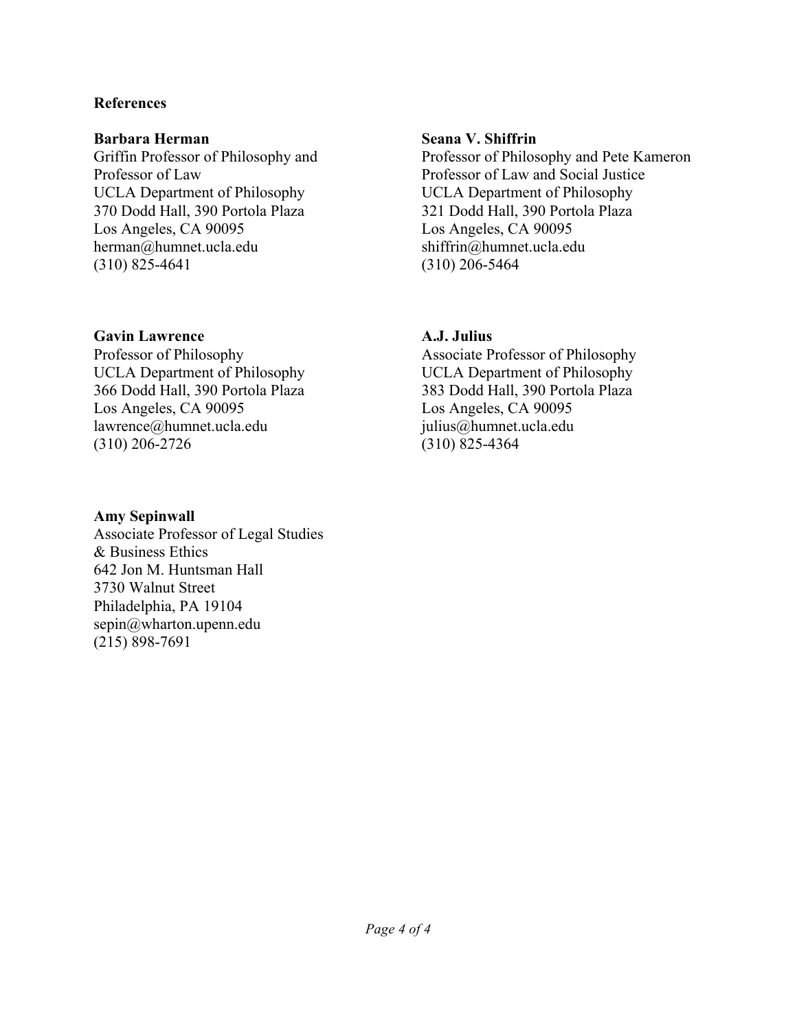**References**

**Barbara Herman**
Griffin Professor of Philosophy and
Professor of Law
UCLA Department of Philosophy
370 Dodd Hall, 390 Portola Plaza
Los Angeles, CA 90095
herman@humnet.ucla.edu
(310) 825-4641

**Seana V. Shiffrin**
Professor of Philosophy and Pete Kameron
Professor of Law and Social Justice
UCLA Department of Philosophy
321 Dodd Hall, 390 Portola Plaza
Los Angeles, CA 90095
shiffrin@humnet.ucla.edu
(310) 206-5464

**Gavin Lawrence**
Professor of Philosophy
UCLA Department of Philosophy
366 Dodd Hall, 390 Portola Plaza
Los Angeles, CA 90095
lawrence@humnet.ucla.edu
(310) 206-2726

**A.J. Julius**
Associate Professor of Philosophy
UCLA Department of Philosophy
383 Dodd Hall, 390 Portola Plaza
Los Angeles, CA 90095
julius@humnet.ucla.edu
(310) 825-4364

**Amy Sepinwall**
Associate Professor of Legal Studies
& Business Ethics
642 Jon M. Huntsman Hall
3730 Walnut Street
Philadelphia, PA 19104
sepin@wharton.upenn.edu
(215) 898-7691